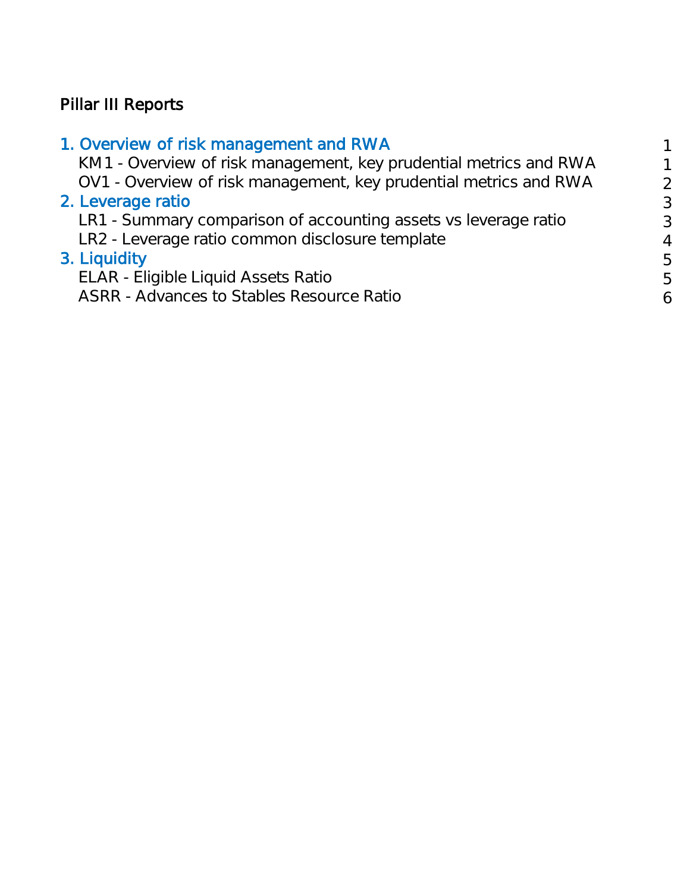# Pillar III Reports

| | |
|---|---|
| 1. Overview of risk management and RWA | 1 |
| KM1 - Overview of risk management, key prudential metrics and RWA | 1 |
| OV1 - Overview of risk management, key prudential metrics and RWA | 2 |
| 2. Leverage ratio | 3 |
| LR1 - Summary comparison of accounting assets vs leverage ratio | 3 |
| LR2 - Leverage ratio common disclosure template | 4 |
| 3. Liquidity | 5 |
| ELAR - Eligible Liquid Assets Ratio | 5 |
| ASRR - Advances to Stables Resource Ratio | 6 |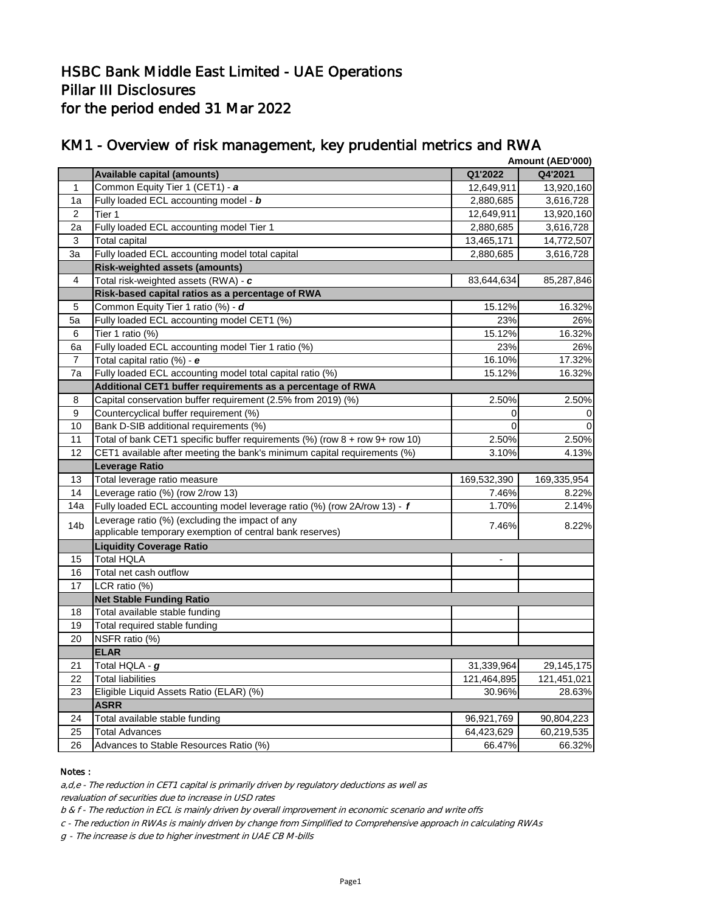# HSBC Bank Middle East Limited - UAE Operations
# Pillar III Disclosures
# for the period ended 31 Mar 2022

## KM1 - Overview of risk management, key prudential metrics and RWA

Amount (AED'000)

| | Available capital (amounts) | Q1'2022 | Q4'2021 |
|---|---|---|---|
| 1 | Common Equity Tier 1 (CET1) - ***a*** | 12,649,911 | 13,920,160 |
| 1a | Fully loaded ECL accounting model - ***b*** | 2,880,685 | 3,616,728 |
| 2 | Tier 1 | 12,649,911 | 13,920,160 |
| 2a | Fully loaded ECL accounting model Tier 1 | 2,880,685 | 3,616,728 |
| 3 | Total capital | 13,465,171 | 14,772,507 |
| 3a | Fully loaded ECL accounting model total capital | 2,880,685 | 3,616,728 |
| | **Risk-weighted assets (amounts)** | | |
| 4 | Total risk-weighted assets (RWA) - ***c*** | 83,644,634 | 85,287,846 |
| | **Risk-based capital ratios as a percentage of RWA** | | |
| 5 | Common Equity Tier 1 ratio (%) - ***d*** | 15.12% | 16.32% |
| 5a | Fully loaded ECL accounting model CET1 (%) | 23% | 26% |
| 6 | Tier 1 ratio (%) | 15.12% | 16.32% |
| 6a | Fully loaded ECL accounting model Tier 1 ratio (%) | 23% | 26% |
| 7 | Total capital ratio (%) - ***e*** | 16.10% | 17.32% |
| 7a | Fully loaded ECL accounting model total capital ratio (%) | 15.12% | 16.32% |
| | **Additional CET1 buffer requirements as a percentage of RWA** | | |
| 8 | Capital conservation buffer requirement (2.5% from 2019) (%) | 2.50% | 2.50% |
| 9 | Countercyclical buffer requirement (%) | 0 | 0 |
| 10 | Bank D-SIB additional requirements (%) | 0 | 0 |
| 11 | Total of bank CET1 specific buffer requirements (%) (row 8 + row 9+ row 10) | 2.50% | 2.50% |
| 12 | CET1 available after meeting the bank's minimum capital requirements (%) | 3.10% | 4.13% |
| | **Leverage Ratio** | | |
| 13 | Total leverage ratio measure | 169,532,390 | 169,335,954 |
| 14 | Leverage ratio (%) (row 2/row 13) | 7.46% | 8.22% |
| 14a | Fully loaded ECL accounting model leverage ratio (%) (row 2A/row 13) - ***f*** | 1.70% | 2.14% |
| 14b | Leverage ratio (%) (excluding the impact of any applicable temporary exemption of central bank reserves) | 7.46% | 8.22% |
| | **Liquidity Coverage Ratio** | | |
| 15 | Total HQLA | - | |
| 16 | Total net cash outflow | | |
| 17 | LCR ratio (%) | | |
| | **Net Stable Funding Ratio** | | |
| 18 | Total available stable funding | | |
| 19 | Total required stable funding | | |
| 20 | NSFR ratio (%) | | |
| | **ELAR** | | |
| 21 | Total HQLA - ***g*** | 31,339,964 | 29,145,175 |
| 22 | Total liabilities | 121,464,895 | 121,451,021 |
| 23 | Eligible Liquid Assets Ratio (ELAR) (%) | 30.96% | 28.63% |
| | **ASRR** | | |
| 24 | Total available stable funding | 96,921,769 | 90,804,223 |
| 25 | Total Advances | 64,423,629 | 60,219,535 |
| 26 | Advances to Stable Resources Ratio (%) | 66.47% | 66.32% |

**Notes :**

*a,d,e - The reduction in CET1 capital is primarily driven by regulatory deductions as well as revaluation of securities due to increase in USD rates*

*b & f - The reduction in ECL is mainly driven by overall improvement in economic scenario and write offs*

*c - The reduction in RWAs is mainly driven by change from Simplified to Comprehensive approach in calculating RWAs*

*g - The increase is due to higher investment in UAE CB M-bills*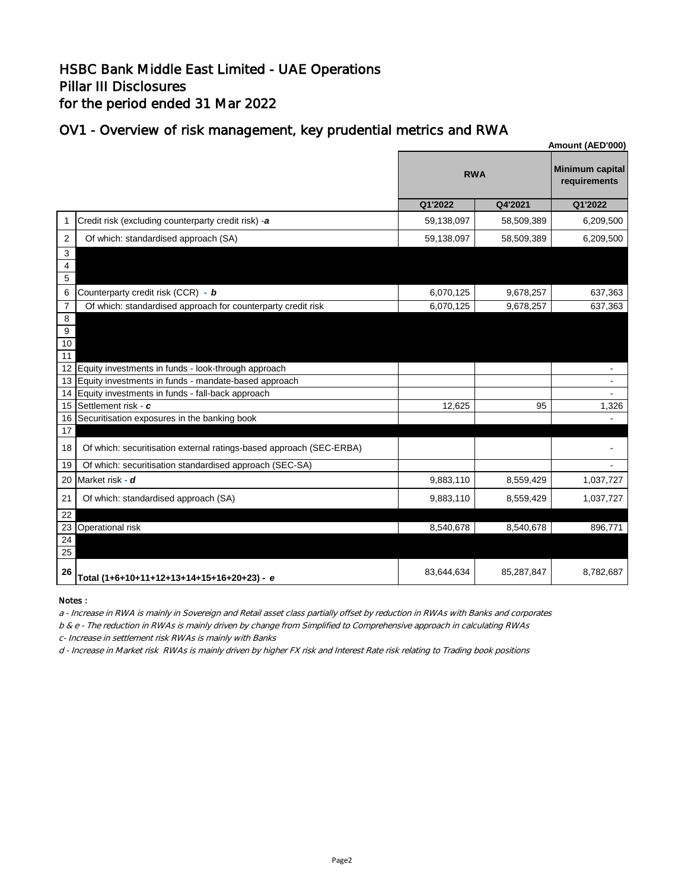# HSBC Bank Middle East Limited - UAE Operations
# Pillar III Disclosures
# for the period ended 31 Mar 2022

## OV1 - Overview of risk management, key prudential metrics and RWA

**Amount (AED'000)**

| | | RWA | | Minimum capital requirements |
|---|---|---|---|---|
| | | **Q1'2022** | **Q4'2021** | **Q1'2022** |
| 1 | Credit risk (excluding counterparty credit risk) -***a*** | 59,138,097 | 58,509,389 | 6,209,500 |
| 2 | Of which: standardised approach (SA) | 59,138,097 | 58,509,389 | 6,209,500 |
| 3 | | | | |
| 4 | | | | |
| 5 | | | | |
| 6 | Counterparty credit risk (CCR) - ***b*** | 6,070,125 | 9,678,257 | 637,363 |
| 7 | Of which: standardised approach for counterparty credit risk | 6,070,125 | 9,678,257 | 637,363 |
| 8 | | | | |
| 9 | | | | |
| 10 | | | | |
| 11 | | | | |
| 12 | Equity investments in funds - look-through approach | | | - |
| 13 | Equity investments in funds - mandate-based approach | | | - |
| 14 | Equity investments in funds - fall-back approach | | | - |
| 15 | Settlement risk - ***c*** | 12,625 | 95 | 1,326 |
| 16 | Securitisation exposures in the banking book | | | - |
| 17 | | | | |
| 18 | Of which: securitisation external ratings-based approach (SEC-ERBA) | | | - |
| 19 | Of which: securitisation standardised approach (SEC-SA) | | | - |
| 20 | Market risk - ***d*** | 9,883,110 | 8,559,429 | 1,037,727 |
| 21 | Of which: standardised approach (SA) | 9,883,110 | 8,559,429 | 1,037,727 |
| 22 | | | | |
| 23 | Operational risk | 8,540,678 | 8,540,678 | 896,771 |
| 24 | | | | |
| 25 | | | | |
| **26** | **Total (1+6+10+11+12+13+14+15+16+20+23) - *e*** | 83,644,634 | 85,287,847 | 8,782,687 |

Notes :

*a - Increase in RWA is mainly in Sovereign and Retail asset class partially offset by reduction in RWAs with Banks and corporates*

*b & e - The reduction in RWAs is mainly driven by change from Simplified to Comprehensive approach in calculating RWAs*

*c- Increase in settlement risk RWAs is mainly with Banks*

*d - Increase in Market risk RWAs is mainly driven by higher FX risk and Interest Rate risk relating to Trading book positions*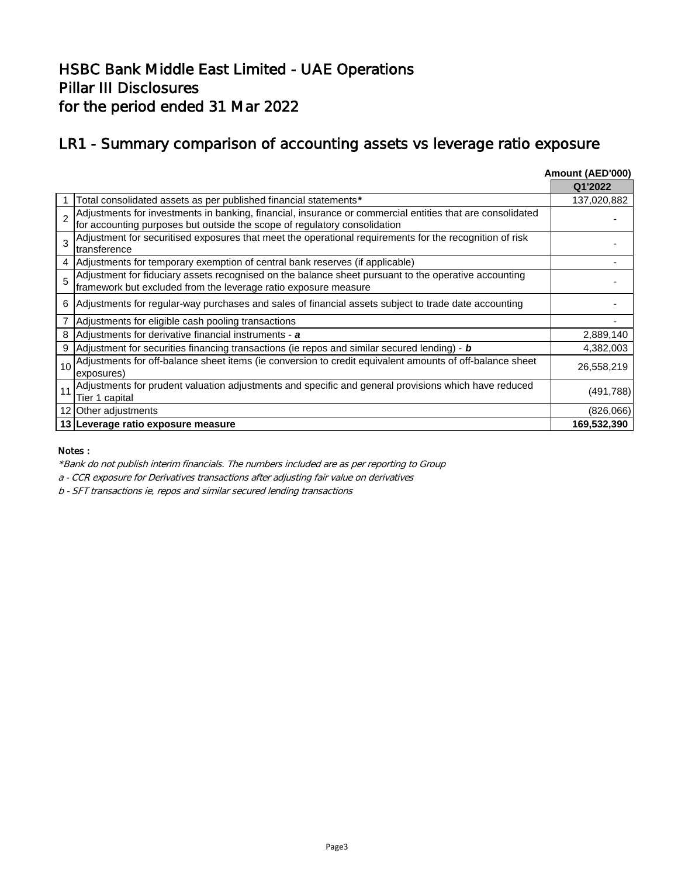# HSBC Bank Middle East Limited - UAE Operations
# Pillar III Disclosures
# for the period ended 31 Mar 2022

## LR1 - Summary comparison of accounting assets vs leverage ratio exposure

| | | Amount (AED'000) |
|---|---|---|
| | | Q1'2022 |
| 1 | Total consolidated assets as per published financial statements* | 137,020,882 |
| 2 | Adjustments for investments in banking, financial, insurance or commercial entities that are consolidated for accounting purposes but outside the scope of regulatory consolidation | - |
| 3 | Adjustment for securitised exposures that meet the operational requirements for the recognition of risk transference | - |
| 4 | Adjustments for temporary exemption of central bank reserves (if applicable) | - |
| 5 | Adjustment for fiduciary assets recognised on the balance sheet pursuant to the operative accounting framework but excluded from the leverage ratio exposure measure | - |
| 6 | Adjustments for regular-way purchases and sales of financial assets subject to trade date accounting | - |
| 7 | Adjustments for eligible cash pooling transactions | - |
| 8 | Adjustments for derivative financial instruments - ***a*** | 2,889,140 |
| 9 | Adjustment for securities financing transactions (ie repos and similar secured lending) - ***b*** | 4,382,003 |
| 10 | Adjustments for off-balance sheet items (ie conversion to credit equivalent amounts of off-balance sheet exposures) | 26,558,219 |
| 11 | Adjustments for prudent valuation adjustments and specific and general provisions which have reduced Tier 1 capital | (491,788) |
| 12 | Other adjustments | (826,066) |
| **13** | **Leverage ratio exposure measure** | **169,532,390** |

**Notes :**

*\*Bank do not publish interim financials. The numbers included are as per reporting to Group*

*a - CCR exposure for Derivatives transactions after adjusting fair value on derivatives*

*b - SFT transactions ie, repos and similar secured lending transactions*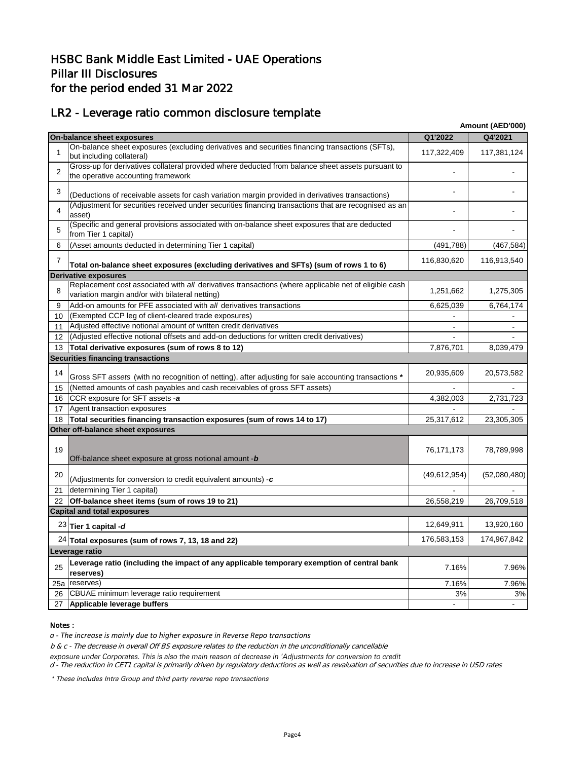# HSBC Bank Middle East Limited - UAE Operations
# Pillar III Disclosures
# for the period ended 31 Mar 2022

## LR2 - Leverage ratio common disclosure template

**Amount (AED'000)**

| | **On-balance sheet exposures** | **Q1'2022** | **Q4'2021** |
|---|---|---|---|
| 1 | On-balance sheet exposures (excluding derivatives and securities financing transactions (SFTs), but including collateral) | 117,322,409 | 117,381,124 |
| 2 | Gross-up for derivatives collateral provided where deducted from balance sheet assets pursuant to the operative accounting framework | - | - |
| 3 | (Deductions of receivable assets for cash variation margin provided in derivatives transactions) | - | - |
| 4 | (Adjustment for securities received under securities financing transactions that are recognised as an asset) | - | - |
| 5 | (Specific and general provisions associated with on-balance sheet exposures that are deducted from Tier 1 capital) | - | - |
| 6 | (Asset amounts deducted in determining Tier 1 capital) | (491,788) | (467,584) |
| 7 | **Total on-balance sheet exposures (excluding derivatives and SFTs) (sum of rows 1 to 6)** | 116,830,620 | 116,913,540 |
| | **Derivative exposures** | | |
| 8 | Replacement cost associated with *all* derivatives transactions (where applicable net of eligible cash variation margin and/or with bilateral netting) | 1,251,662 | 1,275,305 |
| 9 | Add-on amounts for PFE associated with *all* derivatives transactions | 6,625,039 | 6,764,174 |
| 10 | (Exempted CCP leg of client-cleared trade exposures) | - | - |
| 11 | Adjusted effective notional amount of written credit derivatives | - | - |
| 12 | (Adjusted effective notional offsets and add-on deductions for written credit derivatives) | - | - |
| 13 | **Total derivative exposures (sum of rows 8 to 12)** | 7,876,701 | 8,039,479 |
| | **Securities financing transactions** | | |
| 14 | Gross SFT *assets* (with no recognition of netting), after adjusting for sale accounting transactions **\*** | 20,935,609 | 20,573,582 |
| 15 | (Netted amounts of cash payables and cash receivables of gross SFT assets) | - | - |
| 16 | CCR exposure for SFT assets -***a*** | 4,382,003 | 2,731,723 |
| 17 | Agent transaction exposures | - | - |
| 18 | **Total securities financing transaction exposures (sum of rows 14 to 17)** | 25,317,612 | 23,305,305 |
| | **Other off-balance sheet exposures** | | |
| 19 | Off-balance sheet exposure at gross notional amount -***b*** | 76,171,173 | 78,789,998 |
| 20 | (Adjustments for conversion to credit equivalent amounts) -***c*** | (49,612,954) | (52,080,480) |
| 21 | determining Tier 1 capital) | - | - |
| 22 | **Off-balance sheet items (sum of rows 19 to 21)** | 26,558,219 | 26,709,518 |
| | **Capital and total exposures** | | |
| 23 | **Tier 1 capital -*d*** | 12,649,911 | 13,920,160 |
| 24 | **Total exposures (sum of rows 7, 13, 18 and 22)** | 176,583,153 | 174,967,842 |
| | **Leverage ratio** | | |
| 25 | **Leverage ratio (including the impact of any applicable temporary exemption of central bank reserves)** | 7.16% | 7.96% |
| 25a | reserves) | 7.16% | 7.96% |
| 26 | CBUAE minimum leverage ratio requirement | 3% | 3% |
| 27 | **Applicable leverage buffers** | - | - |

**Notes :**

*a - The increase is mainly due to higher exposure in Reverse Repo transactions*

*b & c - The decrease in overall Off BS exposure relates to the reduction in the unconditionally cancellable exposure under Corporates. This is also the main reason of decrease in 'Adjustments for conversion to credit*

*d - The reduction in CET1 capital is primarily driven by regulatory deductions as well as revaluation of securities due to increase in USD rates*

*\* These includes Intra Group and third party reverse repo transactions*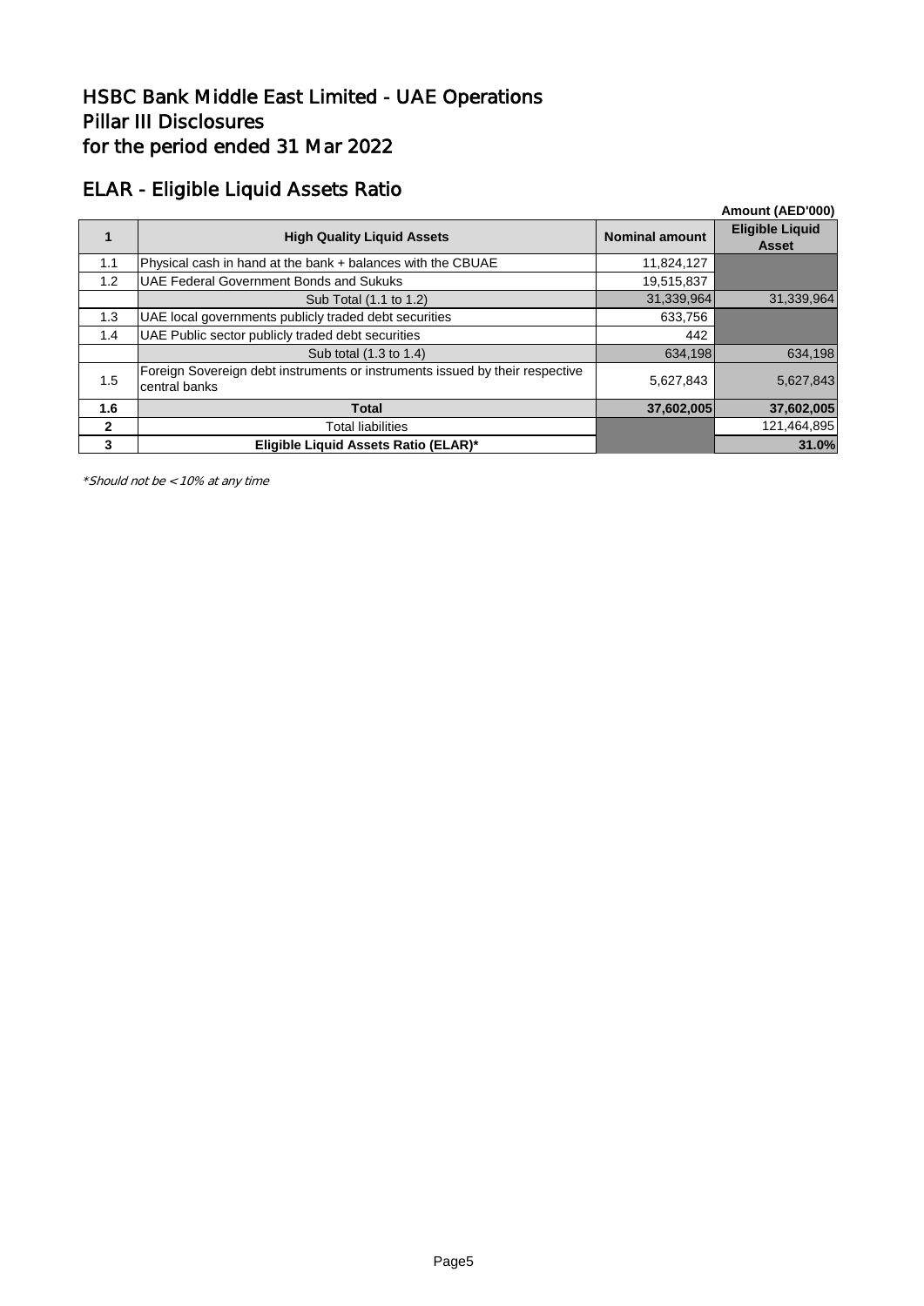# HSBC Bank Middle East Limited - UAE Operations
# Pillar III Disclosures
# for the period ended 31 Mar 2022

## ELAR - Eligible Liquid Assets Ratio

**Amount (AED'000)**

| **1** | **High Quality Liquid Assets** | **Nominal amount** | **Eligible Liquid Asset** |
|---|---|---|---|
| 1.1 | Physical cash in hand at the bank + balances with the CBUAE | 11,824,127 | |
| 1.2 | UAE Federal Government Bonds and Sukuks | 19,515,837 | |
| | Sub Total (1.1 to 1.2) | 31,339,964 | 31,339,964 |
| 1.3 | UAE local governments publicly traded debt securities | 633,756 | |
| 1.4 | UAE Public sector publicly traded debt securities | 442 | |
| | Sub total (1.3 to 1.4) | 634,198 | 634,198 |
| 1.5 | Foreign Sovereign debt instruments or instruments issued by their respective central banks | 5,627,843 | 5,627,843 |
| **1.6** | **Total** | **37,602,005** | **37,602,005** |
| **2** | Total liabilities | | 121,464,895 |
| **3** | **Eligible Liquid Assets Ratio (ELAR)*** | | **31.0%** |

*Should not be < 10% at any time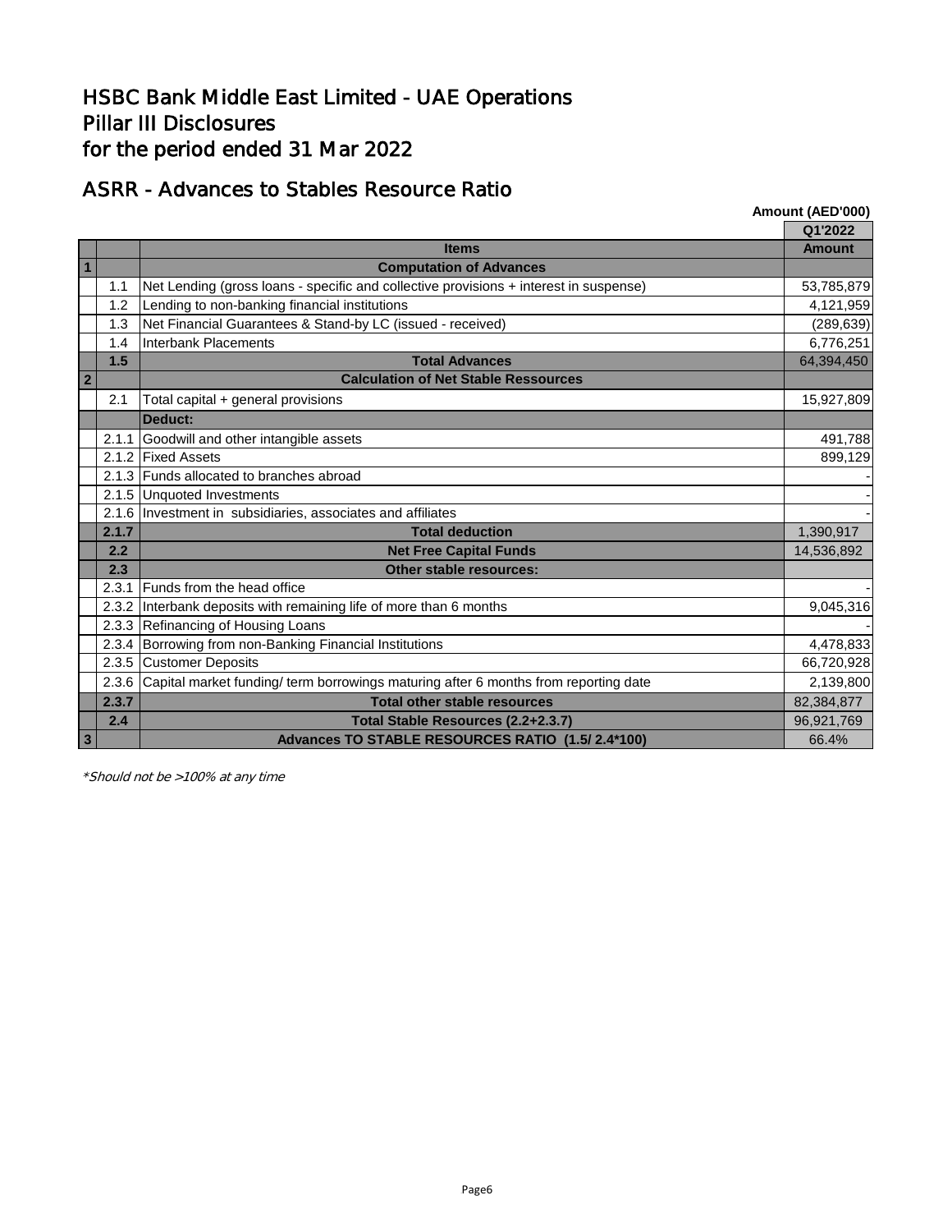# HSBC Bank Middle East Limited - UAE Operations
# Pillar III Disclosures
# for the period ended 31 Mar 2022

## ASRR - Advances to Stables Resource Ratio

Amount (AED'000)

| | | Items | Q1'2022 Amount |
|---|---|---|---|
| 1 | | **Computation of Advances** | |
| | 1.1 | Net Lending (gross loans - specific and collective provisions + interest in suspense) | 53,785,879 |
| | 1.2 | Lending to non-banking financial institutions | 4,121,959 |
| | 1.3 | Net Financial Guarantees & Stand-by LC (issued - received) | (289,639) |
| | 1.4 | Interbank Placements | 6,776,251 |
| | **1.5** | **Total Advances** | 64,394,450 |
| 2 | | **Calculation of Net Stable Ressources** | |
| | 2.1 | Total capital + general provisions | 15,927,809 |
| | | **Deduct:** | |
| | 2.1.1 | Goodwill and other intangible assets | 491,788 |
| | 2.1.2 | Fixed Assets | 899,129 |
| | 2.1.3 | Funds allocated to branches abroad | - |
| | 2.1.5 | Unquoted Investments | - |
| | 2.1.6 | Investment in subsidiaries, associates and affiliates | - |
| | **2.1.7** | **Total deduction** | 1,390,917 |
| | **2.2** | **Net Free Capital Funds** | 14,536,892 |
| | **2.3** | **Other stable resources:** | |
| | 2.3.1 | Funds from the head office | - |
| | 2.3.2 | Interbank deposits with remaining life of more than 6 months | 9,045,316 |
| | 2.3.3 | Refinancing of Housing Loans | - |
| | 2.3.4 | Borrowing from non-Banking Financial Institutions | 4,478,833 |
| | 2.3.5 | Customer Deposits | 66,720,928 |
| | 2.3.6 | Capital market funding/ term borrowings maturing after 6 months from reporting date | 2,139,800 |
| | **2.3.7** | **Total other stable resources** | 82,384,877 |
| | **2.4** | **Total Stable Resources (2.2+2.3.7)** | 96,921,769 |
| 3 | | **Advances TO STABLE RESOURCES RATIO (1.5/ 2.4*100)** | 66.4% |

*\*Should not be >100% at any time*